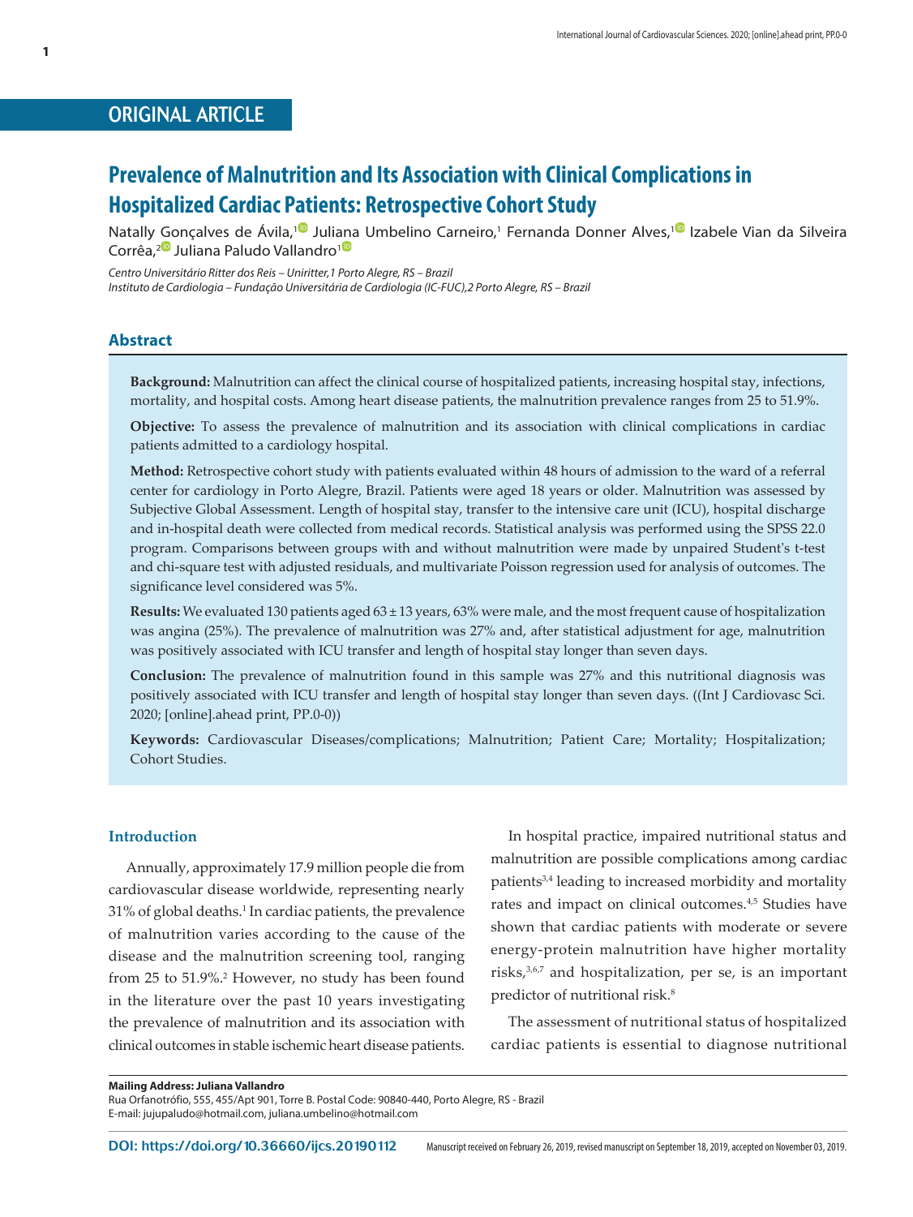ORIGINAL ARTICLE

# Prevalence of Malnutrition and Its Association with Clinical Complications in Hospitalized Cardiac Patients: Retrospective Cohort Study

Nataly Gonçalves de Ávila,[1] Juliana Umbelino Carneiro,[1] Fernanda Donner Alves,[1] Izabele Vian da Silveira Corrêa,[2] Juliana Paludo Vallandro[1]

*Centro Universitário Ritter dos Reis – Uniritter,1 Porto Alegre, RS – Brazil*
*Instituto de Cardiologia – Fundação Universitária de Cardiologia (IC-FUC),2 Porto Alegre, RS – Brazil*

## Abstract

**Background:** Malnutrition can affect the clinical course of hospitalized patients, increasing hospital stay, infections, mortality, and hospital costs. Among heart disease patients, the malnutrition prevalence ranges from 25 to 51.9%.

**Objective:** To assess the prevalence of malnutrition and its association with clinical complications in cardiac patients admitted to a cardiology hospital.

**Method:** Retrospective cohort study with patients evaluated within 48 hours of admission to the ward of a referral center for cardiology in Porto Alegre, Brazil. Patients were aged 18 years or older. Malnutrition was assessed by Subjective Global Assessment. Length of hospital stay, transfer to the intensive care unit (ICU), hospital discharge and in-hospital death were collected from medical records. Statistical analysis was performed using the SPSS 22.0 program. Comparisons between groups with and without malnutrition were made by unpaired Student's t-test and chi-square test with adjusted residuals, and multivariate Poisson regression used for analysis of outcomes. The significance level considered was 5%.

**Results:** We evaluated 130 patients aged 63 ± 13 years, 63% were male, and the most frequent cause of hospitalization was angina (25%). The prevalence of malnutrition was 27% and, after statistical adjustment for age, malnutrition was positively associated with ICU transfer and length of hospital stay longer than seven days.

**Conclusion:** The prevalence of malnutrition found in this sample was 27% and this nutritional diagnosis was positively associated with ICU transfer and length of hospital stay longer than seven days. ((Int J Cardiovasc Sci. 2020; [online].ahead print, PP.0-0))

**Keywords:** Cardiovascular Diseases/complications; Malnutrition; Patient Care; Mortality; Hospitalization; Cohort Studies.

## Introduction

Annually, approximately 17.9 million people die from cardiovascular disease worldwide, representing nearly 31% of global deaths.[1] In cardiac patients, the prevalence of malnutrition varies according to the cause of the disease and the malnutrition screening tool, ranging from 25 to 51.9%.[2] However, no study has been found in the literature over the past 10 years investigating the prevalence of malnutrition and its association with clinical outcomes in stable ischemic heart disease patients.

In hospital practice, impaired nutritional status and malnutrition are possible complications among cardiac patients[3,4] leading to increased morbidity and mortality rates and impact on clinical outcomes.[4,5] Studies have shown that cardiac patients with moderate or severe energy-protein malnutrition have higher mortality risks,[3,6,7] and hospitalization, per se, is an important predictor of nutritional risk.[8]

The assessment of nutritional status of hospitalized cardiac patients is essential to diagnose nutritional

**Mailing Address: Juliana Vallandro**
Rua Orfanotrófio, 555, 455/Apt 901, Torre B. Postal Code: 90840-440, Porto Alegre, RS - Brazil
E-mail: jujupaludo@hotmail.com, juliana.umbelino@hotmail.com

DOI: https://doi.org/10.36660/ijcs.20190112

Manuscript received on February 26, 2019, revised manuscript on September 18, 2019, accepted on November 03, 2019.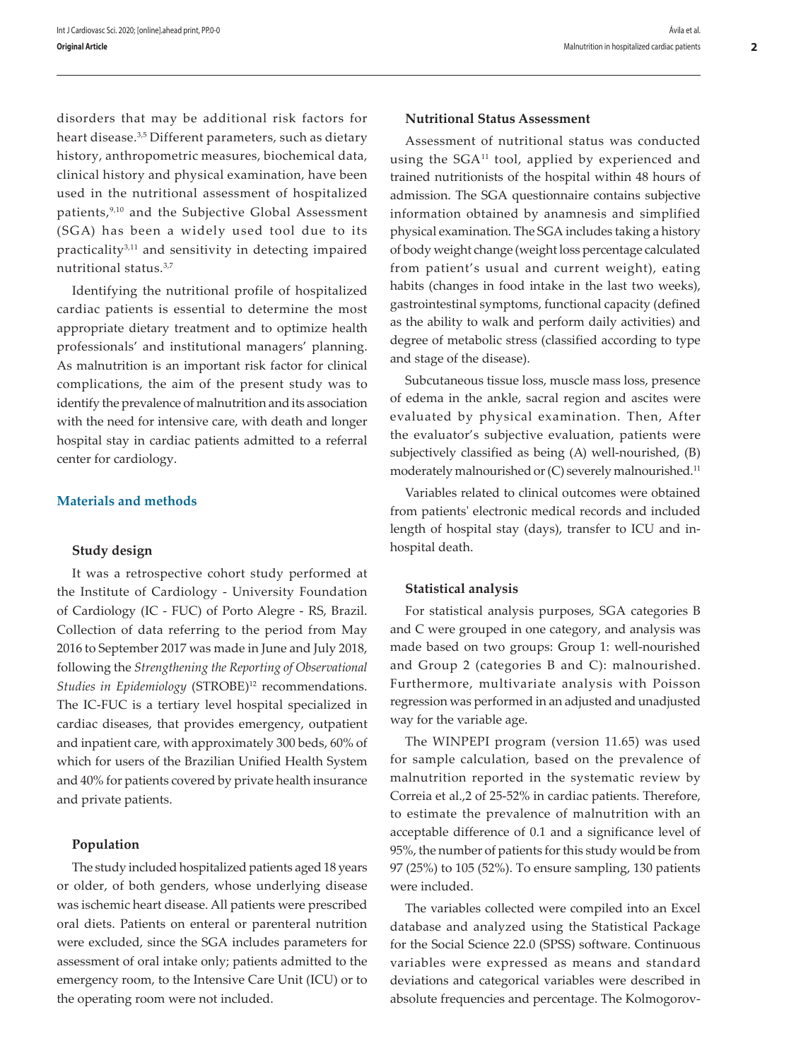disorders that may be additional risk factors for heart disease.[3,5] Different parameters, such as dietary history, anthropometric measures, biochemical data, clinical history and physical examination, have been used in the nutritional assessment of hospitalized patients,[9,10] and the Subjective Global Assessment (SGA) has been a widely used tool due to its practicality[3,11] and sensitivity in detecting impaired nutritional status.[3,7]

Identifying the nutritional profile of hospitalized cardiac patients is essential to determine the most appropriate dietary treatment and to optimize health professionals' and institutional managers' planning. As malnutrition is an important risk factor for clinical complications, the aim of the present study was to identify the prevalence of malnutrition and its association with the need for intensive care, with death and longer hospital stay in cardiac patients admitted to a referral center for cardiology.

## Materials and methods

### Study design

It was a retrospective cohort study performed at the Institute of Cardiology - University Foundation of Cardiology (IC - FUC) of Porto Alegre - RS, Brazil. Collection of data referring to the period from May 2016 to September 2017 was made in June and July 2018, following the *Strengthening the Reporting of Observational Studies in Epidemiology* (STROBE)[12] recommendations. The IC-FUC is a tertiary level hospital specialized in cardiac diseases, that provides emergency, outpatient and inpatient care, with approximately 300 beds, 60% of which for users of the Brazilian Unified Health System and 40% for patients covered by private health insurance and private patients.

### Population

The study included hospitalized patients aged 18 years or older, of both genders, whose underlying disease was ischemic heart disease. All patients were prescribed oral diets. Patients on enteral or parenteral nutrition were excluded, since the SGA includes parameters for assessment of oral intake only; patients admitted to the emergency room, to the Intensive Care Unit (ICU) or to the operating room were not included.

### Nutritional Status Assessment

Assessment of nutritional status was conducted using the SGA[11] tool, applied by experienced and trained nutritionists of the hospital within 48 hours of admission. The SGA questionnaire contains subjective information obtained by anamnesis and simplified physical examination. The SGA includes taking a history of body weight change (weight loss percentage calculated from patient's usual and current weight), eating habits (changes in food intake in the last two weeks), gastrointestinal symptoms, functional capacity (defined as the ability to walk and perform daily activities) and degree of metabolic stress (classified according to type and stage of the disease).

Subcutaneous tissue loss, muscle mass loss, presence of edema in the ankle, sacral region and ascites were evaluated by physical examination. Then, After the evaluator's subjective evaluation, patients were subjectively classified as being (A) well-nourished, (B) moderately malnourished or (C) severely malnourished.[11]

Variables related to clinical outcomes were obtained from patients' electronic medical records and included length of hospital stay (days), transfer to ICU and in-hospital death.

### Statistical analysis

For statistical analysis purposes, SGA categories B and C were grouped in one category, and analysis was made based on two groups: Group 1: well-nourished and Group 2 (categories B and C): malnourished. Furthermore, multivariate analysis with Poisson regression was performed in an adjusted and unadjusted way for the variable age.

The WINPEPI program (version 11.65) was used for sample calculation, based on the prevalence of malnutrition reported in the systematic review by Correia et al.,2 of 25-52% in cardiac patients. Therefore, to estimate the prevalence of malnutrition with an acceptable difference of 0.1 and a significance level of 95%, the number of patients for this study would be from 97 (25%) to 105 (52%). To ensure sampling, 130 patients were included.

The variables collected were compiled into an Excel database and analyzed using the Statistical Package for the Social Science 22.0 (SPSS) software. Continuous variables were expressed as means and standard deviations and categorical variables were described in absolute frequencies and percentage. The Kolmogorov-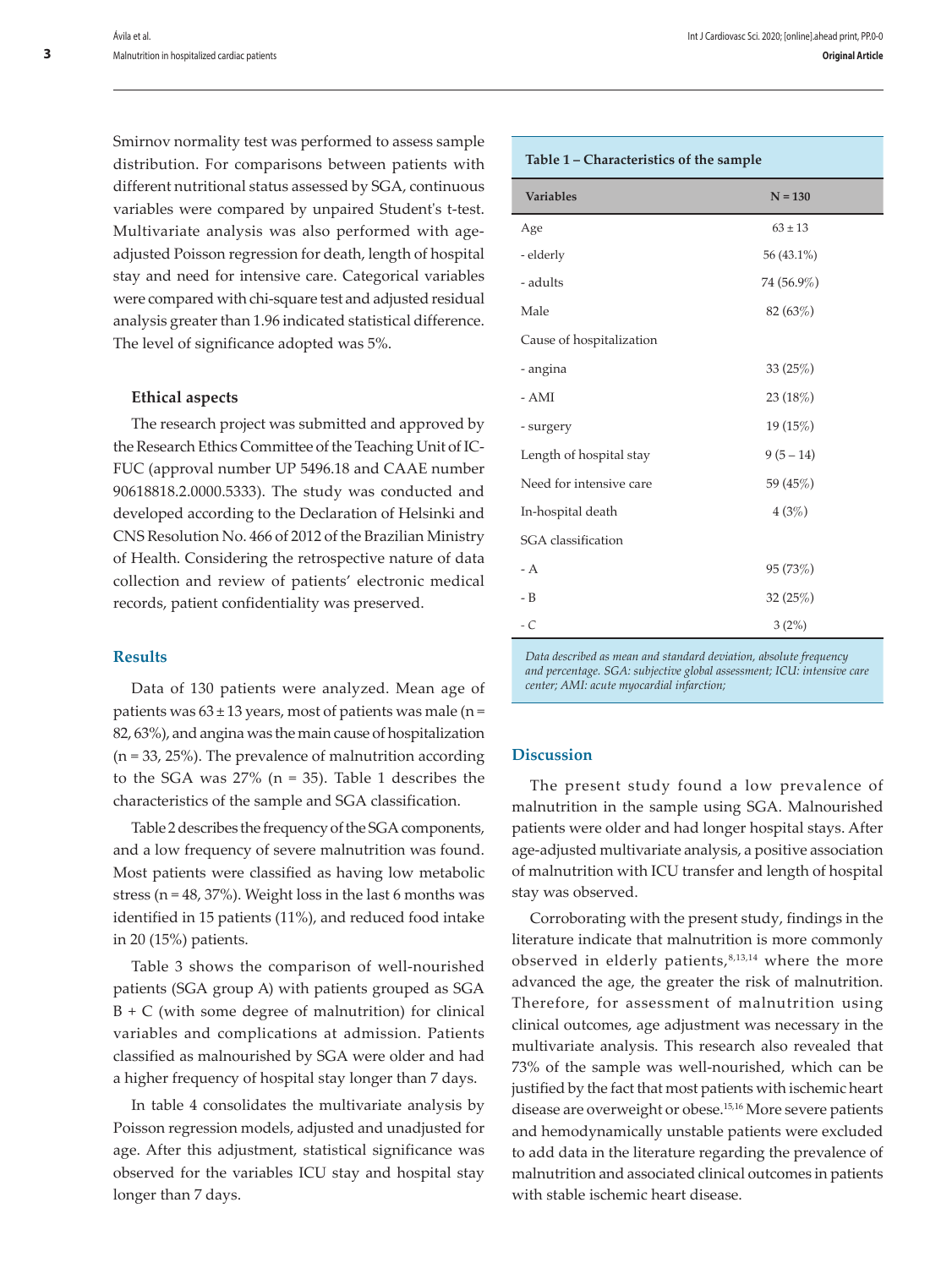Smirnov normality test was performed to assess sample distribution. For comparisons between patients with different nutritional status assessed by SGA, continuous variables were compared by unpaired Student's t-test. Multivariate analysis was also performed with age-adjusted Poisson regression for death, length of hospital stay and need for intensive care. Categorical variables were compared with chi-square test and adjusted residual analysis greater than 1.96 indicated statistical difference. The level of significance adopted was 5%.

### Ethical aspects

The research project was submitted and approved by the Research Ethics Committee of the Teaching Unit of IC-FUC (approval number UP 5496.18 and CAAE number 90618818.2.0000.5333). The study was conducted and developed according to the Declaration of Helsinki and CNS Resolution No. 466 of 2012 of the Brazilian Ministry of Health. Considering the retrospective nature of data collection and review of patients' electronic medical records, patient confidentiality was preserved.

## Results

Data of 130 patients were analyzed. Mean age of patients was 63 ± 13 years, most of patients was male (n = 82, 63%), and angina was the main cause of hospitalization (n = 33, 25%). The prevalence of malnutrition according to the SGA was 27% (n = 35). Table 1 describes the characteristics of the sample and SGA classification.

Table 2 describes the frequency of the SGA components, and a low frequency of severe malnutrition was found. Most patients were classified as having low metabolic stress (n = 48, 37%). Weight loss in the last 6 months was identified in 15 patients (11%), and reduced food intake in 20 (15%) patients.

Table 3 shows the comparison of well-nourished patients (SGA group A) with patients grouped as SGA B + C (with some degree of malnutrition) for clinical variables and complications at admission. Patients classified as malnourished by SGA were older and had a higher frequency of hospital stay longer than 7 days.

In table 4 consolidates the multivariate analysis by Poisson regression models, adjusted and unadjusted for age. After this adjustment, statistical significance was observed for the variables ICU stay and hospital stay longer than 7 days.

**Table 1 – Characteristics of the sample**

| Variables | N = 130 |
|---|---|
| Age | 63 ± 13 |
| - elderly | 56 (43.1%) |
| - adults | 74 (56.9%) |
| Male | 82 (63%) |
| Cause of hospitalization | |
| - angina | 33 (25%) |
| - AMI | 23 (18%) |
| - surgery | 19 (15%) |
| Length of hospital stay | 9 (5 – 14) |
| Need for intensive care | 59 (45%) |
| In-hospital death | 4 (3%) |
| SGA classification | |
| - A | 95 (73%) |
| - B | 32 (25%) |
| - C | 3 (2%) |

*Data described as mean and standard deviation, absolute frequency and percentage. SGA: subjective global assessment; ICU: intensive care center; AMI: acute myocardial infarction;*

## Discussion

The present study found a low prevalence of malnutrition in the sample using SGA. Malnourished patients were older and had longer hospital stays. After age-adjusted multivariate analysis, a positive association of malnutrition with ICU transfer and length of hospital stay was observed.

Corroborating with the present study, findings in the literature indicate that malnutrition is more commonly observed in elderly patients,[8,13,14] where the more advanced the age, the greater the risk of malnutrition. Therefore, for assessment of malnutrition using clinical outcomes, age adjustment was necessary in the multivariate analysis. This research also revealed that 73% of the sample was well-nourished, which can be justified by the fact that most patients with ischemic heart disease are overweight or obese.[15,16] More severe patients and hemodynamically unstable patients were excluded to add data in the literature regarding the prevalence of malnutrition and associated clinical outcomes in patients with stable ischemic heart disease.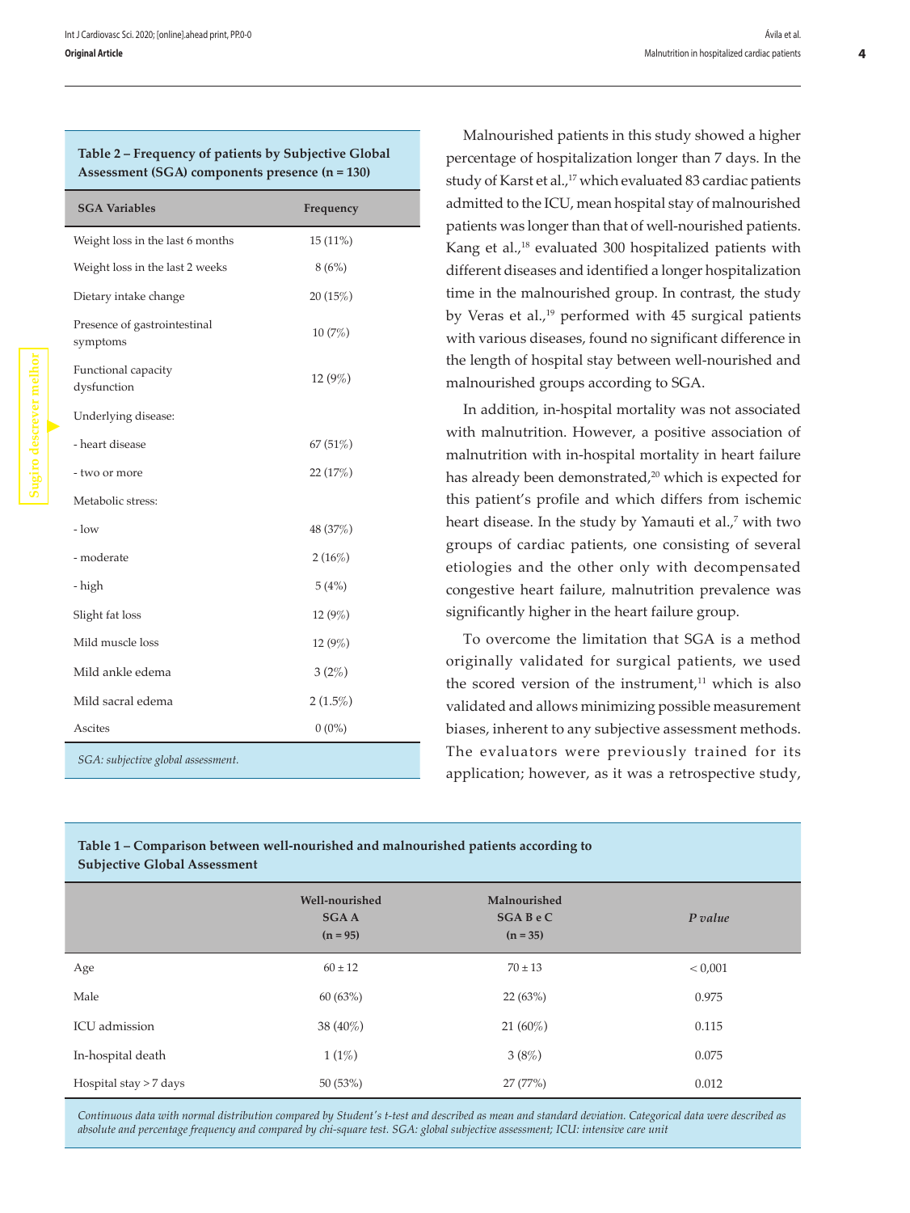**Table 2 – Frequency of patients by Subjective Global Assessment (SGA) components presence (n = 130)**

| SGA Variables | Frequency |
|---|---|
| Weight loss in the last 6 months | 15 (11%) |
| Weight loss in the last 2 weeks | 8 (6%) |
| Dietary intake change | 20 (15%) |
| Presence of gastrointestinal symptoms | 10 (7%) |
| Functional capacity dysfunction | 12 (9%) |
| Underlying disease: | |
| - heart disease | 67 (51%) |
| - two or more | 22 (17%) |
| Metabolic stress: | |
| - low | 48 (37%) |
| - moderate | 2 (16%) |
| - high | 5 (4%) |
| Slight fat loss | 12 (9%) |
| Mild muscle loss | 12 (9%) |
| Mild ankle edema | 3 (2%) |
| Mild sacral edema | 2 (1.5%) |
| Ascites | 0 (0%) |

*SGA: subjective global assessment.*

Malnourished patients in this study showed a higher percentage of hospitalization longer than 7 days. In the study of Karst et al.,[17] which evaluated 83 cardiac patients admitted to the ICU, mean hospital stay of malnourished patients was longer than that of well-nourished patients. Kang et al.,[18] evaluated 300 hospitalized patients with different diseases and identified a longer hospitalization time in the malnourished group. In contrast, the study by Veras et al.,[19] performed with 45 surgical patients with various diseases, found no significant difference in the length of hospital stay between well-nourished and malnourished groups according to SGA.

In addition, in-hospital mortality was not associated with malnutrition. However, a positive association of malnutrition with in-hospital mortality in heart failure has already been demonstrated,[20] which is expected for this patient's profile and which differs from ischemic heart disease. In the study by Yamauti et al.,[7] with two groups of cardiac patients, one consisting of several etiologies and the other only with decompensated congestive heart failure, malnutrition prevalence was significantly higher in the heart failure group.

To overcome the limitation that SGA is a method originally validated for surgical patients, we used the scored version of the instrument,[11] which is also validated and allows minimizing possible measurement biases, inherent to any subjective assessment methods. The evaluators were previously trained for its application; however, as it was a retrospective study,

**Table 1 – Comparison between well-nourished and malnourished patients according to Subjective Global Assessment**

| | Well-nourished SGA A (n = 95) | Malnourished SGA B e C (n = 35) | *P value* |
|---|---|---|---|
| Age | 60 ± 12 | 70 ± 13 | < 0,001 |
| Male | 60 (63%) | 22 (63%) | 0.975 |
| ICU admission | 38 (40%) | 21 (60%) | 0.115 |
| In-hospital death | 1 (1%) | 3 (8%) | 0.075 |
| Hospital stay > 7 days | 50 (53%) | 27 (77%) | 0.012 |

*Continuous data with normal distribution compared by Student's t-test and described as mean and standard deviation. Categorical data were described as absolute and percentage frequency and compared by chi-square test. SGA: global subjective assessment; ICU: intensive care unit*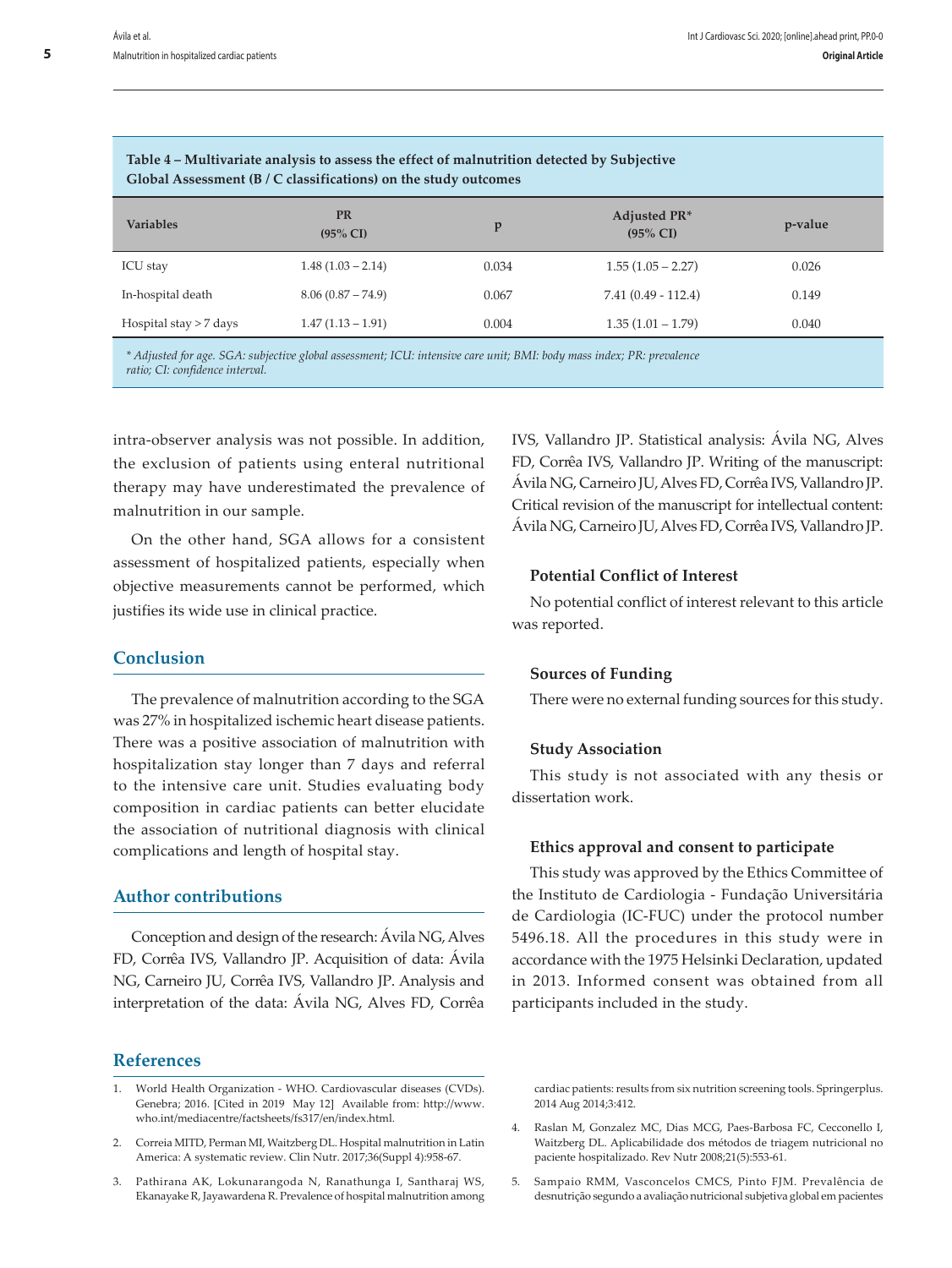**Table 4 – Multivariate analysis to assess the effect of malnutrition detected by Subjective Global Assessment (B / C classifications) on the study outcomes**

| Variables | PR (95% CI) | p | Adjusted PR* (95% CI) | p-value |
|---|---|---|---|---|
| ICU stay | 1.48 (1.03 – 2.14) | 0.034 | 1.55 (1.05 – 2.27) | 0.026 |
| In-hospital death | 8.06 (0.87 – 74.9) | 0.067 | 7.41 (0.49 - 112.4) | 0.149 |
| Hospital stay > 7 days | 1.47 (1.13 – 1.91) | 0.004 | 1.35 (1.01 – 1.79) | 0.040 |

*\* Adjusted for age. SGA: subjective global assessment; ICU: intensive care unit; BMI: body mass index; PR: prevalence ratio; CI: confidence interval.*

intra-observer analysis was not possible. In addition, the exclusion of patients using enteral nutritional therapy may have underestimated the prevalence of malnutrition in our sample.

On the other hand, SGA allows for a consistent assessment of hospitalized patients, especially when objective measurements cannot be performed, which justifies its wide use in clinical practice.

## Conclusion

The prevalence of malnutrition according to the SGA was 27% in hospitalized ischemic heart disease patients. There was a positive association of malnutrition with hospitalization stay longer than 7 days and referral to the intensive care unit. Studies evaluating body composition in cardiac patients can better elucidate the association of nutritional diagnosis with clinical complications and length of hospital stay.

## Author contributions

Conception and design of the research: Ávila NG, Alves FD, Corrêa IVS, Vallandro JP. Acquisition of data: Ávila NG, Carneiro JU, Corrêa IVS, Vallandro JP. Analysis and interpretation of the data: Ávila NG, Alves FD, Corrêa IVS, Vallandro JP. Statistical analysis: Ávila NG, Alves FD, Corrêa IVS, Vallandro JP. Writing of the manuscript: Ávila NG, Carneiro JU, Alves FD, Corrêa IVS, Vallandro JP. Critical revision of the manuscript for intellectual content: Ávila NG, Carneiro JU, Alves FD, Corrêa IVS, Vallandro JP.

### Potential Conflict of Interest

No potential conflict of interest relevant to this article was reported.

### Sources of Funding

There were no external funding sources for this study.

### Study Association

This study is not associated with any thesis or dissertation work.

### Ethics approval and consent to participate

This study was approved by the Ethics Committee of the Instituto de Cardiologia - Fundação Universitária de Cardiologia (IC-FUC) under the protocol number 5496.18. All the procedures in this study were in accordance with the 1975 Helsinki Declaration, updated in 2013. Informed consent was obtained from all participants included in the study.

## References

1. World Health Organization - WHO. Cardiovascular diseases (CVDs). Genebra; 2016. [Cited in 2019 May 12] Available from: http://www.who.int/mediacentre/factsheets/fs317/en/index.html.
2. Correia MITD, Perman MI, Waitzberg DL. Hospital malnutrition in Latin America: A systematic review. Clin Nutr. 2017;36(Suppl 4):958-67.
3. Pathirana AK, Lokunarangoda N, Ranathunga I, Santharaj WS, Ekanayake R, Jayawardena R. Prevalence of hospital malnutrition among cardiac patients: results from six nutrition screening tools. Springerplus. 2014 Aug 2014;3:412.
4. Raslan M, Gonzalez MC, Dias MCG, Paes-Barbosa FC, Cecconello I, Waitzberg DL. Aplicabilidade dos métodos de triagem nutricional no paciente hospitalizado. Rev Nutr 2008;21(5):553-61.
5. Sampaio RMM, Vasconcelos CMCS, Pinto FJM. Prevalência de desnutrição segundo a avaliação nutricional subjetiva global em pacientes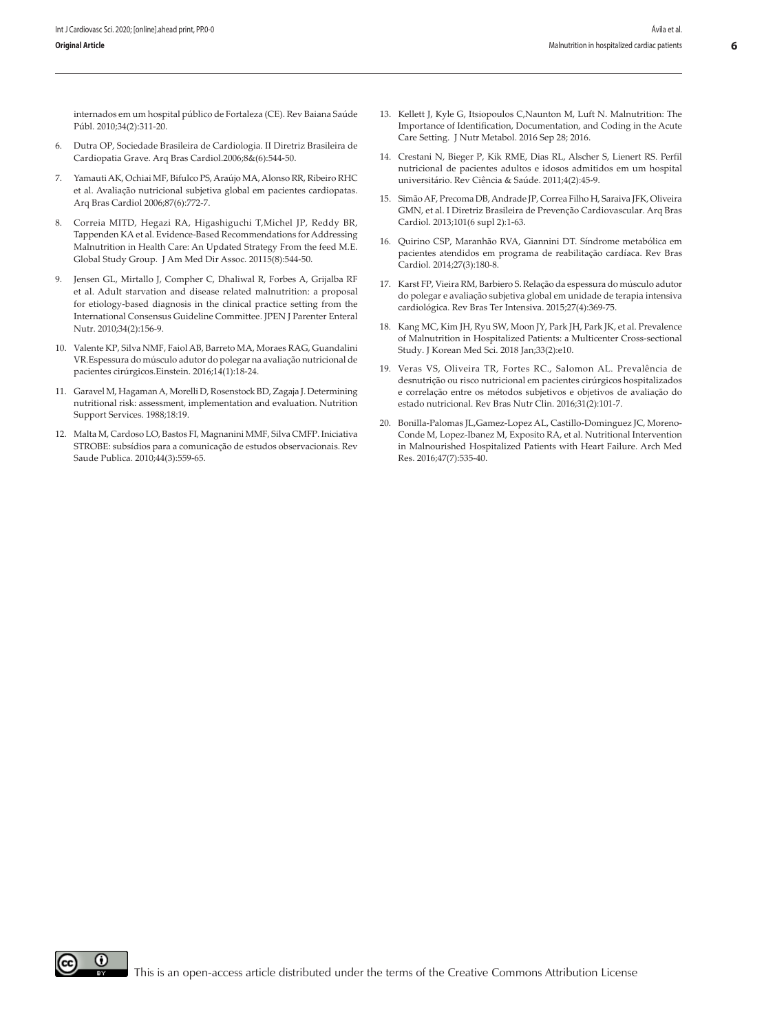internados em um hospital público de Fortaleza (CE). Rev Baiana Saúde Públ. 2010;34(2):311-20.

6. Dutra OP, Sociedade Brasileira de Cardiologia. II Diretriz Brasileira de Cardiopatia Grave. Arq Bras Cardiol.2006;8&(6):544-50.

7. Yamauti AK, Ochiai MF, Bifulco PS, Araújo MA, Alonso RR, Ribeiro RHC et al. Avaliação nutricional subjetiva global em pacientes cardiopatas. Arq Bras Cardiol 2006;87(6):772-7.

8. Correia MITD, Hegazi RA, Higashiguchi T,Michel JP, Reddy BR, Tappenden KA et al. Evidence-Based Recommendations for Addressing Malnutrition in Health Care: An Updated Strategy From the feed M.E. Global Study Group. J Am Med Dir Assoc. 20115(8):544-50.

9. Jensen GL, Mirtallo J, Compher C, Dhaliwal R, Forbes A, Grijalba RF et al. Adult starvation and disease related malnutrition: a proposal for etiology-based diagnosis in the clinical practice setting from the International Consensus Guideline Committee. JPEN J Parenter Enteral Nutr. 2010;34(2):156-9.

10. Valente KP, Silva NMF, Faiol AB, Barreto MA, Moraes RAG, Guandalini VR.Espessura do músculo adutor do polegar na avaliação nutricional de pacientes cirúrgicos.Einstein. 2016;14(1):18-24.

11. Garavel M, Hagaman A, Morelli D, Rosenstock BD, Zagaja J. Determining nutritional risk: assessment, implementation and evaluation. Nutrition Support Services. 1988;18:19.

12. Malta M, Cardoso LO, Bastos FI, Magnanini MMF, Silva CMFP. Iniciativa STROBE: subsídios para a comunicação de estudos observacionais. Rev Saude Publica. 2010;44(3):559-65.

13. Kellett J, Kyle G, Itsiopoulos C,Naunton M, Luft N. Malnutrition: The Importance of Identification, Documentation, and Coding in the Acute Care Setting. J Nutr Metabol. 2016 Sep 28; 2016.

14. Crestani N, Bieger P, Kik RME, Dias RL, Alscher S, Lienert RS. Perfil nutricional de pacientes adultos e idosos admitidos em um hospital universitário. Rev Ciência & Saúde. 2011;4(2):45-9.

15. Simão AF, Precoma DB, Andrade JP, Correa Filho H, Saraiva JFK, Oliveira GMN, et al. I Diretriz Brasileira de Prevenção Cardiovascular. Arq Bras Cardiol. 2013;101(6 supl 2):1-63.

16. Quirino CSP, Maranhão RVA, Giannini DT. Síndrome metabólica em pacientes atendidos em programa de reabilitação cardíaca. Rev Bras Cardiol. 2014;27(3):180-8.

17. Karst FP, Vieira RM, Barbiero S. Relação da espessura do músculo adutor do polegar e avaliação subjetiva global em unidade de terapia intensiva cardiológica. Rev Bras Ter Intensiva. 2015;27(4):369-75.

18. Kang MC, Kim JH, Ryu SW, Moon JY, Park JH, Park JK, et al. Prevalence of Malnutrition in Hospitalized Patients: a Multicenter Cross-sectional Study. J Korean Med Sci. 2018 Jan;33(2):e10.

19. Veras VS, Oliveira TR, Fortes RC., Salomon AL. Prevalência de desnutrição ou risco nutricional em pacientes cirúrgicos hospitalizados e correlação entre os métodos subjetivos e objetivos de avaliação do estado nutricional. Rev Bras Nutr Clin. 2016;31(2):101-7.

20. Bonilla-Palomas JL,Gamez-Lopez AL, Castillo-Dominguez JC, Moreno-Conde M, Lopez-Ibanez M, Exposito RA, et al. Nutritional Intervention in Malnourished Hospitalized Patients with Heart Failure. Arch Med Res. 2016;47(7):535-40.

This is an open-access article distributed under the terms of the Creative Commons Attribution License